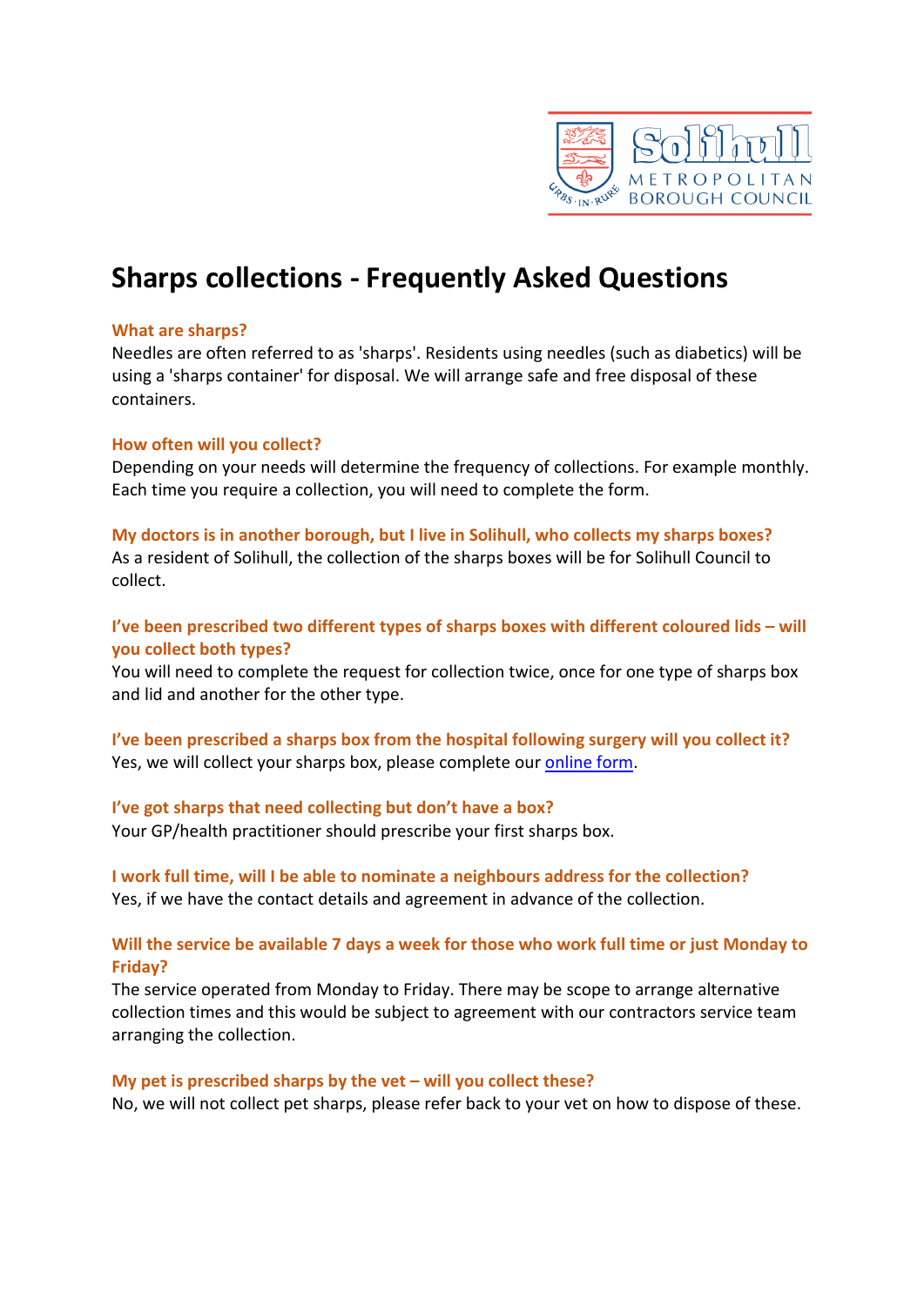# Sharps collections - Frequently Asked Questions

### What are sharps?

Needles are often referred to as 'sharps'. Residents using needles (such as diabetics) will be using a 'sharps container' for disposal. We will arrange safe and free disposal of these containers.

### How often will you collect?

Depending on your needs will determine the frequency of collections. For example monthly. Each time you require a collection, you will need to complete the form.

### My doctors is in another borough, but I live in Solihull, who collects my sharps boxes?

As a resident of Solihull, the collection of the sharps boxes will be for Solihull Council to collect.

### I've been prescribed two different types of sharps boxes with different coloured lids – will you collect both types?

You will need to complete the request for collection twice, once for one type of sharps box and lid and another for the other type.

### I've been prescribed a sharps box from the hospital following surgery will you collect it?

Yes, we will collect your sharps box, please complete our online form.

### I've got sharps that need collecting but don't have a box?

Your GP/health practitioner should prescribe your first sharps box.

### I work full time, will I be able to nominate a neighbours address for the collection?

Yes, if we have the contact details and agreement in advance of the collection.

### Will the service be available 7 days a week for those who work full time or just Monday to Friday?

The service operated from Monday to Friday. There may be scope to arrange alternative collection times and this would be subject to agreement with our contractors service team arranging the collection.

### My pet is prescribed sharps by the vet – will you collect these?

No, we will not collect pet sharps, please refer back to your vet on how to dispose of these.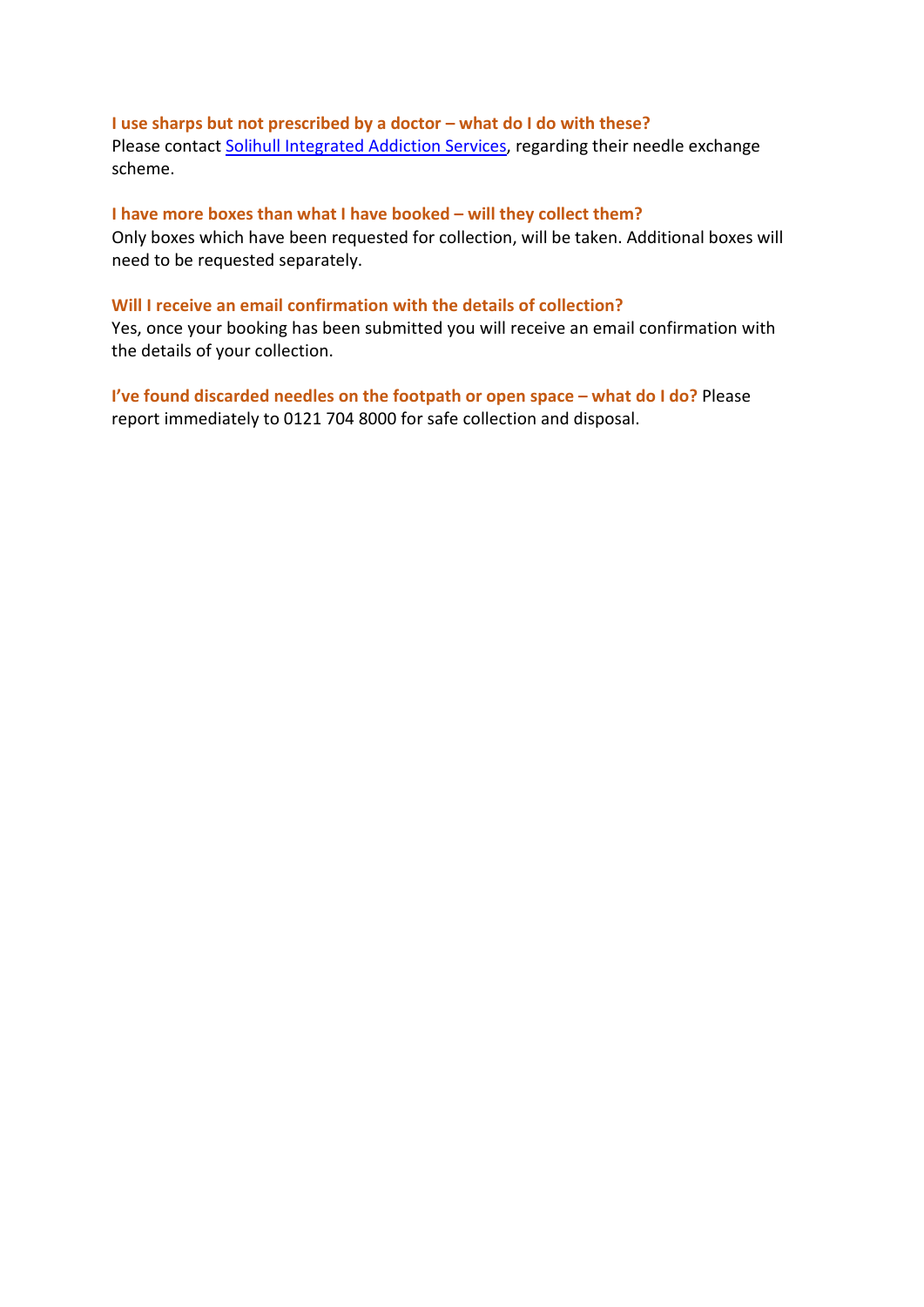**I use sharps but not prescribed by a doctor – what do I do with these?**
Please contact Solihull Integrated Addiction Services, regarding their needle exchange scheme.

**I have more boxes than what I have booked – will they collect them?**
Only boxes which have been requested for collection, will be taken. Additional boxes will need to be requested separately.

**Will I receive an email confirmation with the details of collection?**
Yes, once your booking has been submitted you will receive an email confirmation with the details of your collection.

**I've found discarded needles on the footpath or open space – what do I do?** Please report immediately to 0121 704 8000 for safe collection and disposal.